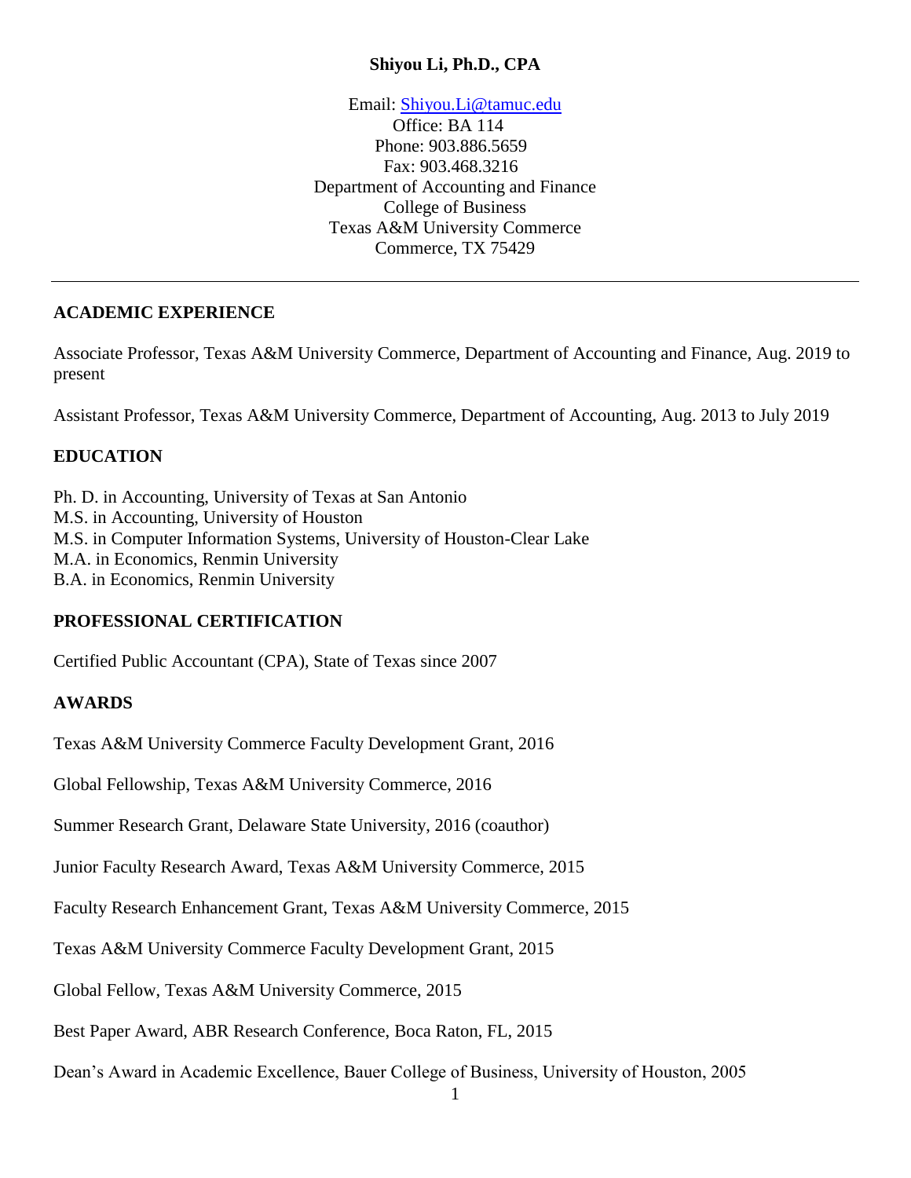# Shiyou Li, Ph.D., CPA

Email: Shiyou.Li@tamuc.edu
Office: BA 114
Phone: 903.886.5659
Fax: 903.468.3216
Department of Accounting and Finance
College of Business
Texas A&M University Commerce
Commerce, TX 75429

---

## ACADEMIC EXPERIENCE

Associate Professor, Texas A&M University Commerce, Department of Accounting and Finance, Aug. 2019 to present

Assistant Professor, Texas A&M University Commerce, Department of Accounting, Aug. 2013 to July 2019

## EDUCATION

Ph. D. in Accounting, University of Texas at San Antonio
M.S. in Accounting, University of Houston
M.S. in Computer Information Systems, University of Houston-Clear Lake
M.A. in Economics, Renmin University
B.A. in Economics, Renmin University

## PROFESSIONAL CERTIFICATION

Certified Public Accountant (CPA), State of Texas since 2007

## AWARDS

Texas A&M University Commerce Faculty Development Grant, 2016

Global Fellowship, Texas A&M University Commerce, 2016

Summer Research Grant, Delaware State University, 2016 (coauthor)

Junior Faculty Research Award, Texas A&M University Commerce, 2015

Faculty Research Enhancement Grant, Texas A&M University Commerce, 2015

Texas A&M University Commerce Faculty Development Grant, 2015

Global Fellow, Texas A&M University Commerce, 2015

Best Paper Award, ABR Research Conference, Boca Raton, FL, 2015

Dean's Award in Academic Excellence, Bauer College of Business, University of Houston, 2005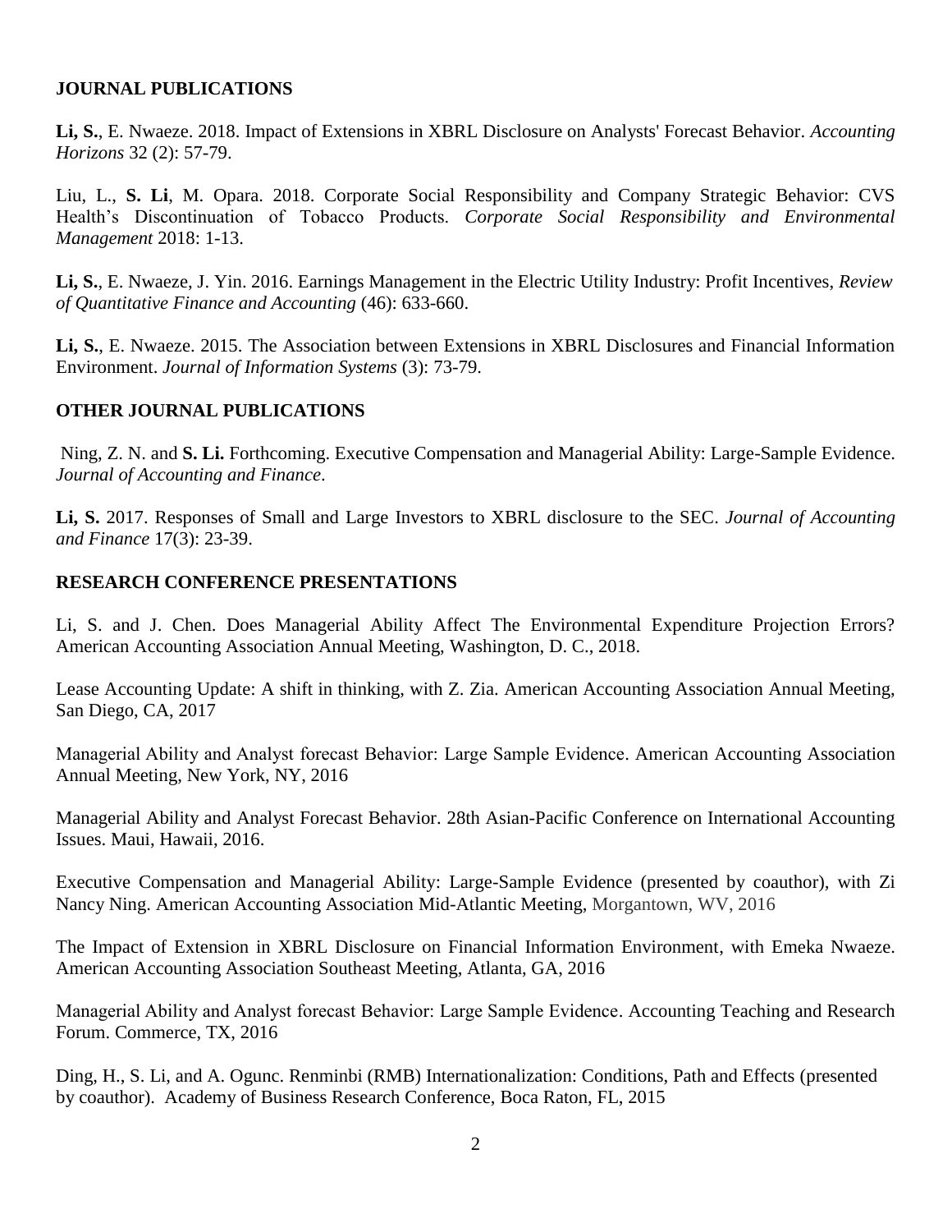## JOURNAL PUBLICATIONS

**Li, S.**, E. Nwaeze. 2018. Impact of Extensions in XBRL Disclosure on Analysts' Forecast Behavior. *Accounting Horizons* 32 (2): 57-79.

Liu, L., **S. Li**, M. Opara. 2018. Corporate Social Responsibility and Company Strategic Behavior: CVS Health's Discontinuation of Tobacco Products. *Corporate Social Responsibility and Environmental Management* 2018: 1-13.

**Li, S.**, E. Nwaeze, J. Yin. 2016. Earnings Management in the Electric Utility Industry: Profit Incentives, *Review of Quantitative Finance and Accounting* (46): 633-660.

**Li, S.**, E. Nwaeze. 2015. The Association between Extensions in XBRL Disclosures and Financial Information Environment. *Journal of Information Systems* (3): 73-79.

## OTHER JOURNAL PUBLICATIONS

Ning, Z. N. and **S. Li.** Forthcoming. Executive Compensation and Managerial Ability: Large-Sample Evidence. *Journal of Accounting and Finance*.

**Li, S.** 2017. Responses of Small and Large Investors to XBRL disclosure to the SEC. *Journal of Accounting and Finance* 17(3): 23-39.

## RESEARCH CONFERENCE PRESENTATIONS

Li, S. and J. Chen. Does Managerial Ability Affect The Environmental Expenditure Projection Errors? American Accounting Association Annual Meeting, Washington, D. C., 2018.

Lease Accounting Update: A shift in thinking, with Z. Zia. American Accounting Association Annual Meeting, San Diego, CA, 2017

Managerial Ability and Analyst forecast Behavior: Large Sample Evidence. American Accounting Association Annual Meeting, New York, NY, 2016

Managerial Ability and Analyst Forecast Behavior. 28th Asian-Pacific Conference on International Accounting Issues. Maui, Hawaii, 2016.

Executive Compensation and Managerial Ability: Large-Sample Evidence (presented by coauthor), with Zi Nancy Ning. American Accounting Association Mid-Atlantic Meeting, Morgantown, WV, 2016

The Impact of Extension in XBRL Disclosure on Financial Information Environment, with Emeka Nwaeze. American Accounting Association Southeast Meeting, Atlanta, GA, 2016

Managerial Ability and Analyst forecast Behavior: Large Sample Evidence. Accounting Teaching and Research Forum. Commerce, TX, 2016

Ding, H., S. Li, and A. Ogunc. Renminbi (RMB) Internationalization: Conditions, Path and Effects (presented by coauthor). Academy of Business Research Conference, Boca Raton, FL, 2015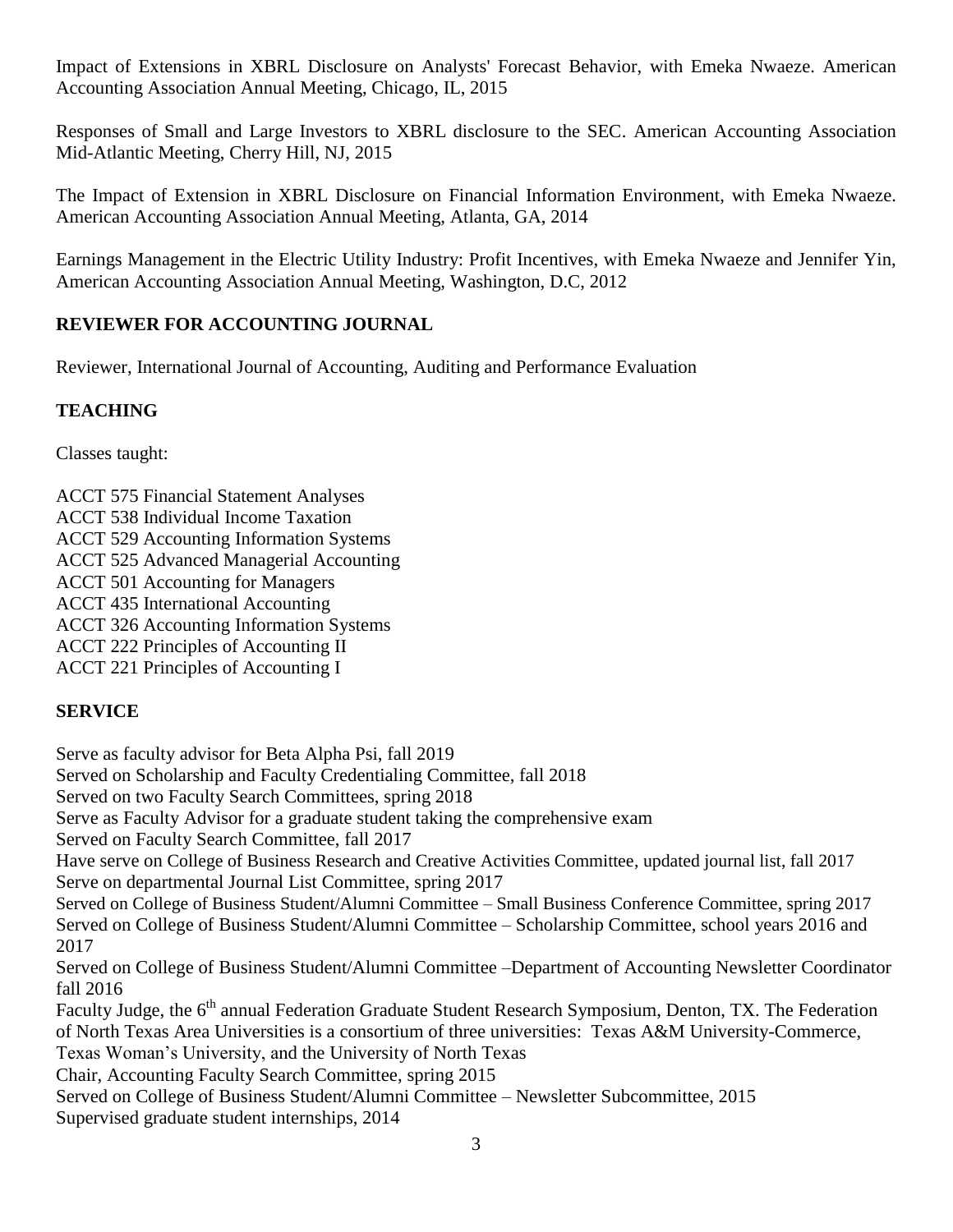Impact of Extensions in XBRL Disclosure on Analysts' Forecast Behavior, with Emeka Nwaeze. American Accounting Association Annual Meeting, Chicago, IL, 2015

Responses of Small and Large Investors to XBRL disclosure to the SEC. American Accounting Association Mid-Atlantic Meeting, Cherry Hill, NJ, 2015

The Impact of Extension in XBRL Disclosure on Financial Information Environment, with Emeka Nwaeze. American Accounting Association Annual Meeting, Atlanta, GA, 2014

Earnings Management in the Electric Utility Industry: Profit Incentives, with Emeka Nwaeze and Jennifer Yin, American Accounting Association Annual Meeting, Washington, D.C, 2012

## REVIEWER FOR ACCOUNTING JOURNAL

Reviewer, International Journal of Accounting, Auditing and Performance Evaluation

## TEACHING

Classes taught:

ACCT 575 Financial Statement Analyses
ACCT 538 Individual Income Taxation
ACCT 529 Accounting Information Systems
ACCT 525 Advanced Managerial Accounting
ACCT 501 Accounting for Managers
ACCT 435 International Accounting
ACCT 326 Accounting Information Systems
ACCT 222 Principles of Accounting II
ACCT 221 Principles of Accounting I

## SERVICE

Serve as faculty advisor for Beta Alpha Psi, fall 2019
Served on Scholarship and Faculty Credentialing Committee, fall 2018
Served on two Faculty Search Committees, spring 2018
Serve as Faculty Advisor for a graduate student taking the comprehensive exam
Served on Faculty Search Committee, fall 2017
Have serve on College of Business Research and Creative Activities Committee, updated journal list, fall 2017
Serve on departmental Journal List Committee, spring 2017
Served on College of Business Student/Alumni Committee – Small Business Conference Committee, spring 2017
Served on College of Business Student/Alumni Committee – Scholarship Committee, school years 2016 and 2017
Served on College of Business Student/Alumni Committee –Department of Accounting Newsletter Coordinator fall 2016
Faculty Judge, the 6th annual Federation Graduate Student Research Symposium, Denton, TX. The Federation of North Texas Area Universities is a consortium of three universities: Texas A&M University-Commerce, Texas Woman's University, and the University of North Texas
Chair, Accounting Faculty Search Committee, spring 2015
Served on College of Business Student/Alumni Committee – Newsletter Subcommittee, 2015
Supervised graduate student internships, 2014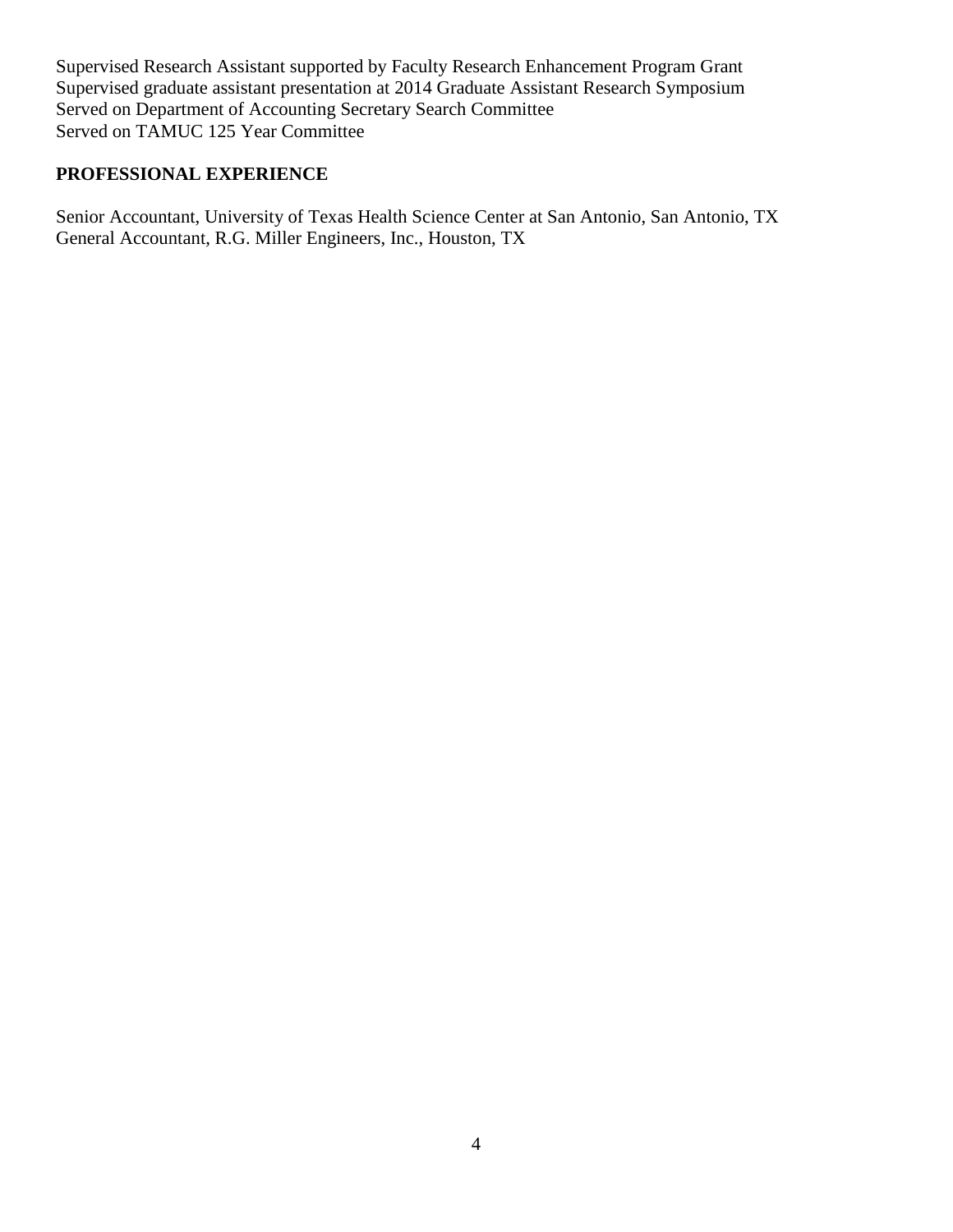Supervised Research Assistant supported by Faculty Research Enhancement Program Grant
Supervised graduate assistant presentation at 2014 Graduate Assistant Research Symposium
Served on Department of Accounting Secretary Search Committee
Served on TAMUC 125 Year Committee

## PROFESSIONAL EXPERIENCE

Senior Accountant, University of Texas Health Science Center at San Antonio, San Antonio, TX
General Accountant, R.G. Miller Engineers, Inc., Houston, TX